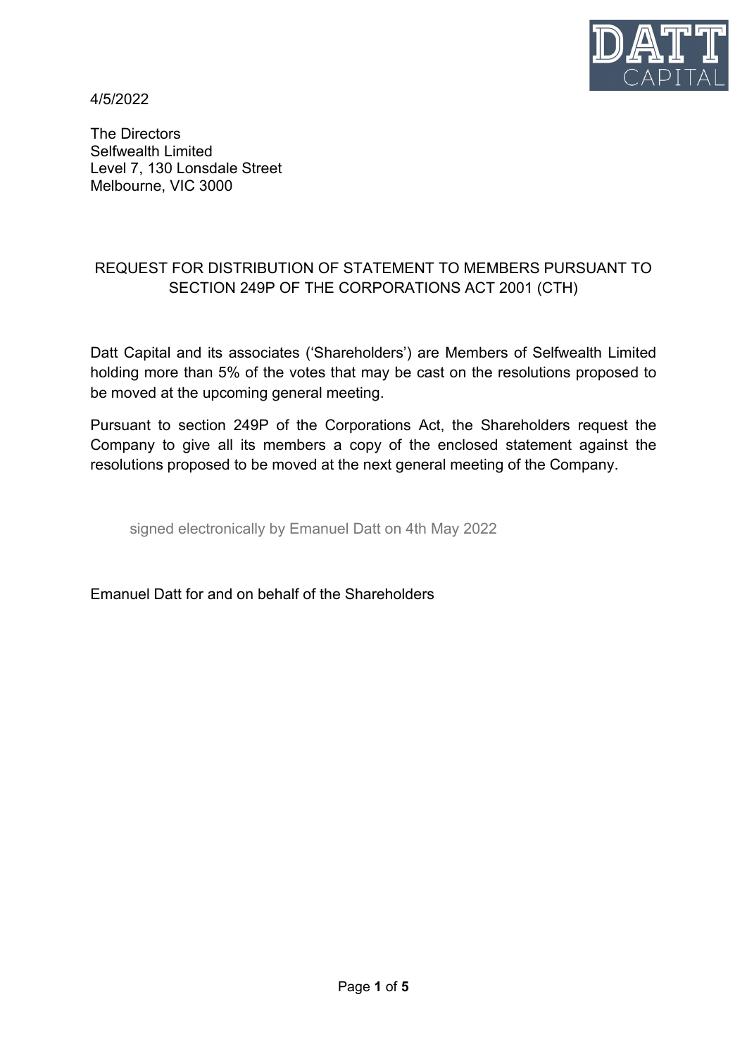DATT CAPITAL

4/5/2022

The Directors
Selfwealth Limited
Level 7, 130 Lonsdale Street
Melbourne, VIC 3000

## REQUEST FOR DISTRIBUTION OF STATEMENT TO MEMBERS PURSUANT TO SECTION 249P OF THE CORPORATIONS ACT 2001 (CTH)

Datt Capital and its associates ('Shareholders') are Members of Selfwealth Limited holding more than 5% of the votes that may be cast on the resolutions proposed to be moved at the upcoming general meeting.

Pursuant to section 249P of the Corporations Act, the Shareholders request the Company to give all its members a copy of the enclosed statement against the resolutions proposed to be moved at the next general meeting of the Company.

signed electronically by Emanuel Datt on 4th May 2022

Emanuel Datt for and on behalf of the Shareholders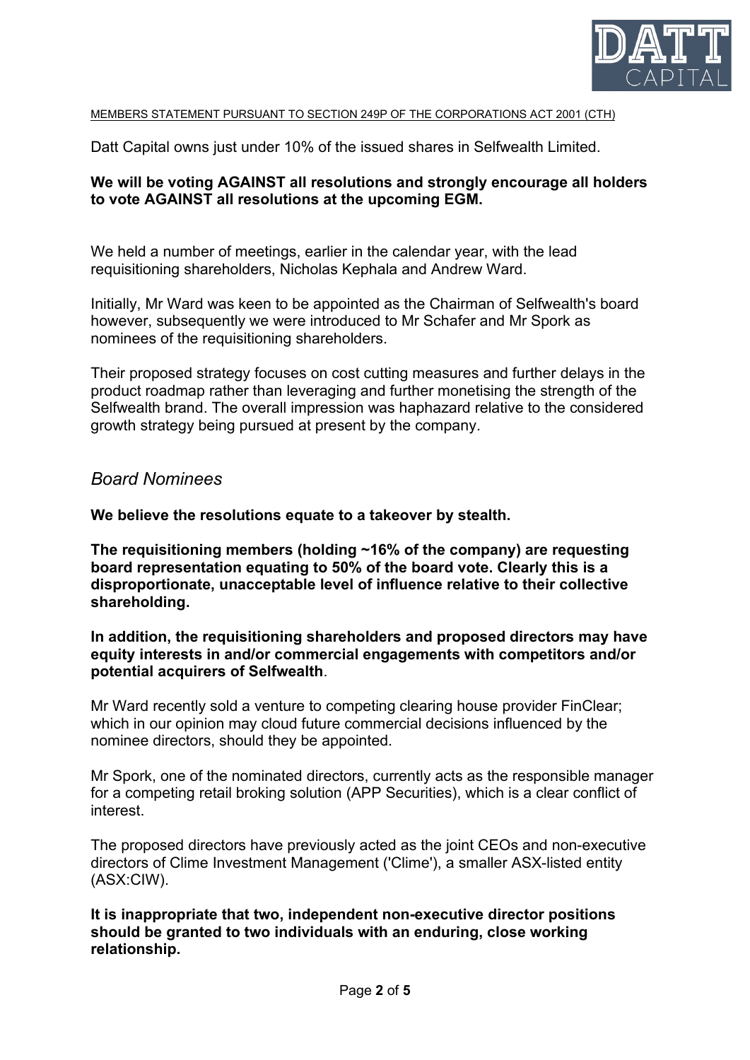MEMBERS STATEMENT PURSUANT TO SECTION 249P OF THE CORPORATIONS ACT 2001 (CTH)

Datt Capital owns just under 10% of the issued shares in Selfwealth Limited.

**We will be voting AGAINST all resolutions and strongly encourage all holders to vote AGAINST all resolutions at the upcoming EGM.**

We held a number of meetings, earlier in the calendar year, with the lead requisitioning shareholders, Nicholas Kephala and Andrew Ward.

Initially, Mr Ward was keen to be appointed as the Chairman of Selfwealth's board however, subsequently we were introduced to Mr Schafer and Mr Spork as nominees of the requisitioning shareholders.

Their proposed strategy focuses on cost cutting measures and further delays in the product roadmap rather than leveraging and further monetising the strength of the Selfwealth brand. The overall impression was haphazard relative to the considered growth strategy being pursued at present by the company.

## *Board Nominees*

**We believe the resolutions equate to a takeover by stealth.**

**The requisitioning members (holding ~16% of the company) are requesting board representation equating to 50% of the board vote. Clearly this is a disproportionate, unacceptable level of influence relative to their collective shareholding.**

**In addition, the requisitioning shareholders and proposed directors may have equity interests in and/or commercial engagements with competitors and/or potential acquirers of Selfwealth**.

Mr Ward recently sold a venture to competing clearing house provider FinClear; which in our opinion may cloud future commercial decisions influenced by the nominee directors, should they be appointed.

Mr Spork, one of the nominated directors, currently acts as the responsible manager for a competing retail broking solution (APP Securities), which is a clear conflict of interest.

The proposed directors have previously acted as the joint CEOs and non-executive directors of Clime Investment Management ('Clime'), a smaller ASX-listed entity (ASX:CIW).

**It is inappropriate that two, independent non-executive director positions should be granted to two individuals with an enduring, close working relationship.**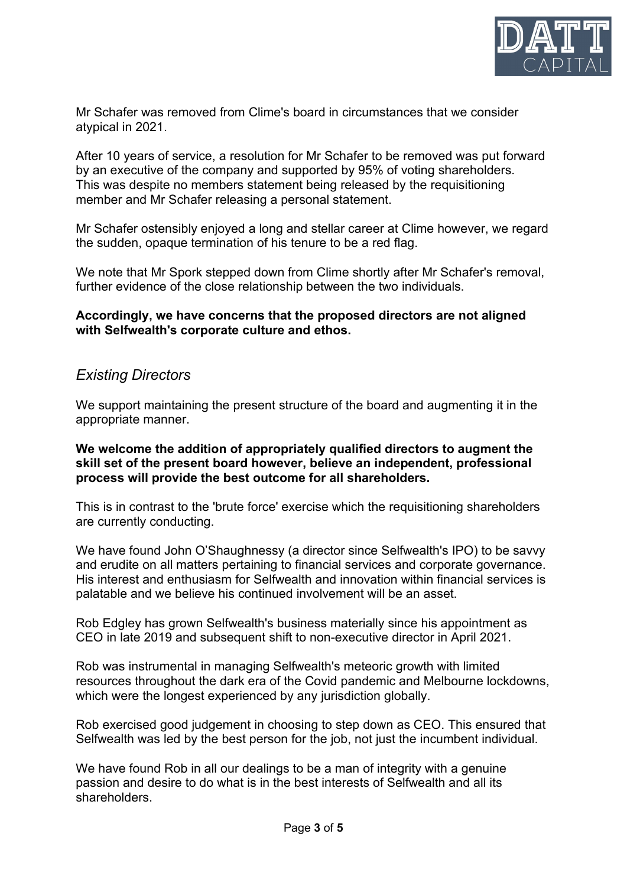Mr Schafer was removed from Clime's board in circumstances that we consider atypical in 2021.

After 10 years of service, a resolution for Mr Schafer to be removed was put forward by an executive of the company and supported by 95% of voting shareholders. This was despite no members statement being released by the requisitioning member and Mr Schafer releasing a personal statement.

Mr Schafer ostensibly enjoyed a long and stellar career at Clime however, we regard the sudden, opaque termination of his tenure to be a red flag.

We note that Mr Spork stepped down from Clime shortly after Mr Schafer's removal, further evidence of the close relationship between the two individuals.

**Accordingly, we have concerns that the proposed directors are not aligned with Selfwealth's corporate culture and ethos.**

## *Existing Directors*

We support maintaining the present structure of the board and augmenting it in the appropriate manner.

**We welcome the addition of appropriately qualified directors to augment the skill set of the present board however, believe an independent, professional process will provide the best outcome for all shareholders.**

This is in contrast to the 'brute force' exercise which the requisitioning shareholders are currently conducting.

We have found John O'Shaughnessy (a director since Selfwealth's IPO) to be savvy and erudite on all matters pertaining to financial services and corporate governance. His interest and enthusiasm for Selfwealth and innovation within financial services is palatable and we believe his continued involvement will be an asset.

Rob Edgley has grown Selfwealth's business materially since his appointment as CEO in late 2019 and subsequent shift to non-executive director in April 2021.

Rob was instrumental in managing Selfwealth's meteoric growth with limited resources throughout the dark era of the Covid pandemic and Melbourne lockdowns, which were the longest experienced by any jurisdiction globally.

Rob exercised good judgement in choosing to step down as CEO. This ensured that Selfwealth was led by the best person for the job, not just the incumbent individual.

We have found Rob in all our dealings to be a man of integrity with a genuine passion and desire to do what is in the best interests of Selfwealth and all its shareholders.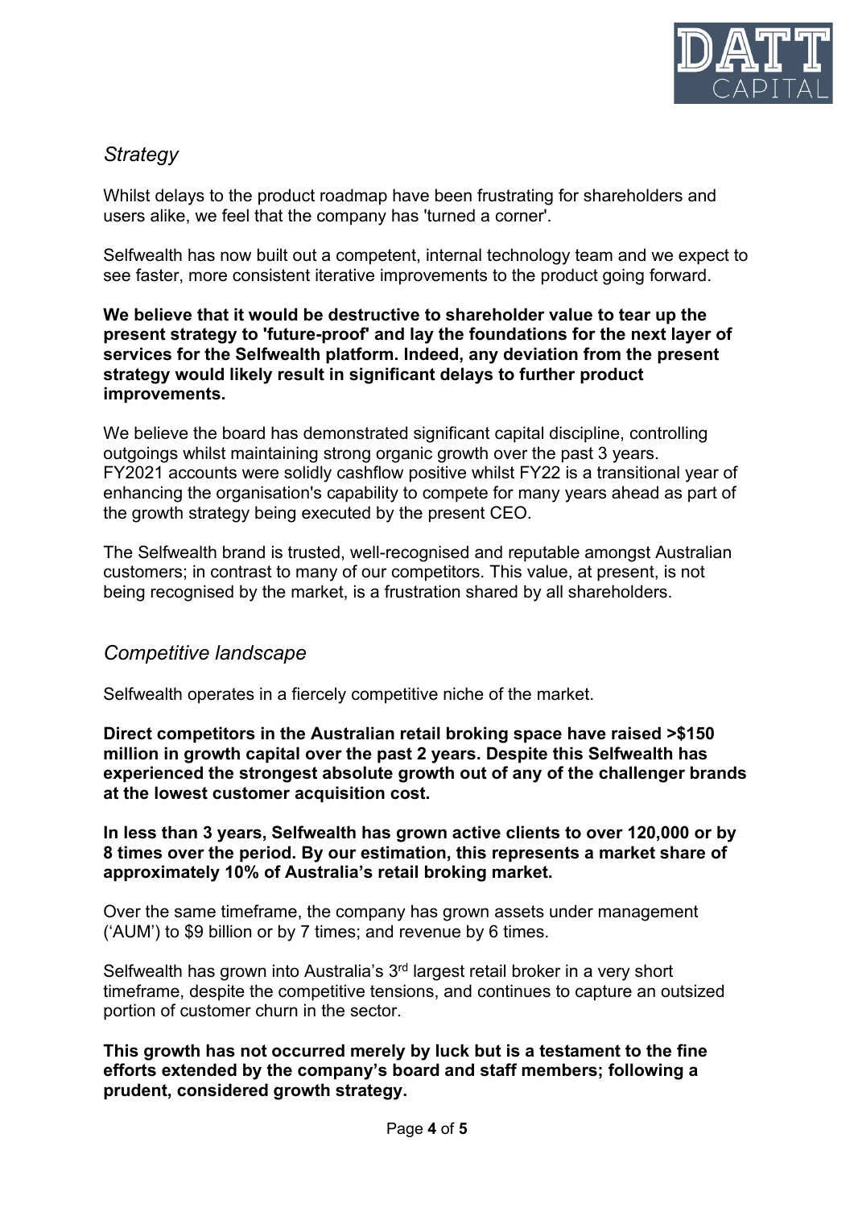## *Strategy*

Whilst delays to the product roadmap have been frustrating for shareholders and users alike, we feel that the company has 'turned a corner'.

Selfwealth has now built out a competent, internal technology team and we expect to see faster, more consistent iterative improvements to the product going forward.

**We believe that it would be destructive to shareholder value to tear up the present strategy to 'future-proof' and lay the foundations for the next layer of services for the Selfwealth platform. Indeed, any deviation from the present strategy would likely result in significant delays to further product improvements.**

We believe the board has demonstrated significant capital discipline, controlling outgoings whilst maintaining strong organic growth over the past 3 years. FY2021 accounts were solidly cashflow positive whilst FY22 is a transitional year of enhancing the organisation's capability to compete for many years ahead as part of the growth strategy being executed by the present CEO.

The Selfwealth brand is trusted, well-recognised and reputable amongst Australian customers; in contrast to many of our competitors. This value, at present, is not being recognised by the market, is a frustration shared by all shareholders.

## *Competitive landscape*

Selfwealth operates in a fiercely competitive niche of the market.

**Direct competitors in the Australian retail broking space have raised >$150 million in growth capital over the past 2 years. Despite this Selfwealth has experienced the strongest absolute growth out of any of the challenger brands at the lowest customer acquisition cost.**

**In less than 3 years, Selfwealth has grown active clients to over 120,000 or by 8 times over the period. By our estimation, this represents a market share of approximately 10% of Australia's retail broking market.**

Over the same timeframe, the company has grown assets under management ('AUM') to $9 billion or by 7 times; and revenue by 6 times.

Selfwealth has grown into Australia's 3rd largest retail broker in a very short timeframe, despite the competitive tensions, and continues to capture an outsized portion of customer churn in the sector.

**This growth has not occurred merely by luck but is a testament to the fine efforts extended by the company's board and staff members; following a prudent, considered growth strategy.**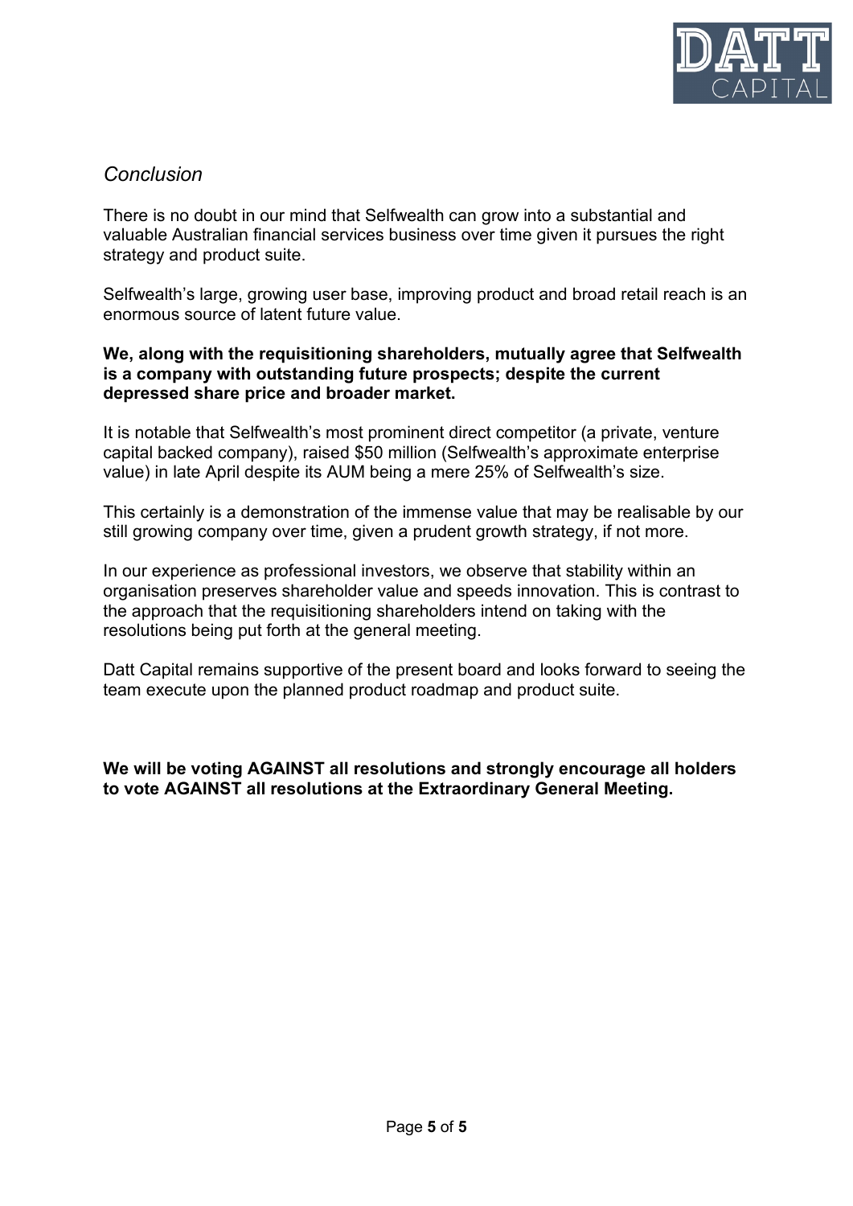## *Conclusion*

There is no doubt in our mind that Selfwealth can grow into a substantial and valuable Australian financial services business over time given it pursues the right strategy and product suite.

Selfwealth's large, growing user base, improving product and broad retail reach is an enormous source of latent future value.

**We, along with the requisitioning shareholders, mutually agree that Selfwealth is a company with outstanding future prospects; despite the current depressed share price and broader market.**

It is notable that Selfwealth's most prominent direct competitor (a private, venture capital backed company), raised $50 million (Selfwealth's approximate enterprise value) in late April despite its AUM being a mere 25% of Selfwealth's size.

This certainly is a demonstration of the immense value that may be realisable by our still growing company over time, given a prudent growth strategy, if not more.

In our experience as professional investors, we observe that stability within an organisation preserves shareholder value and speeds innovation. This is contrast to the approach that the requisitioning shareholders intend on taking with the resolutions being put forth at the general meeting.

Datt Capital remains supportive of the present board and looks forward to seeing the team execute upon the planned product roadmap and product suite.

**We will be voting AGAINST all resolutions and strongly encourage all holders to vote AGAINST all resolutions at the Extraordinary General Meeting.**